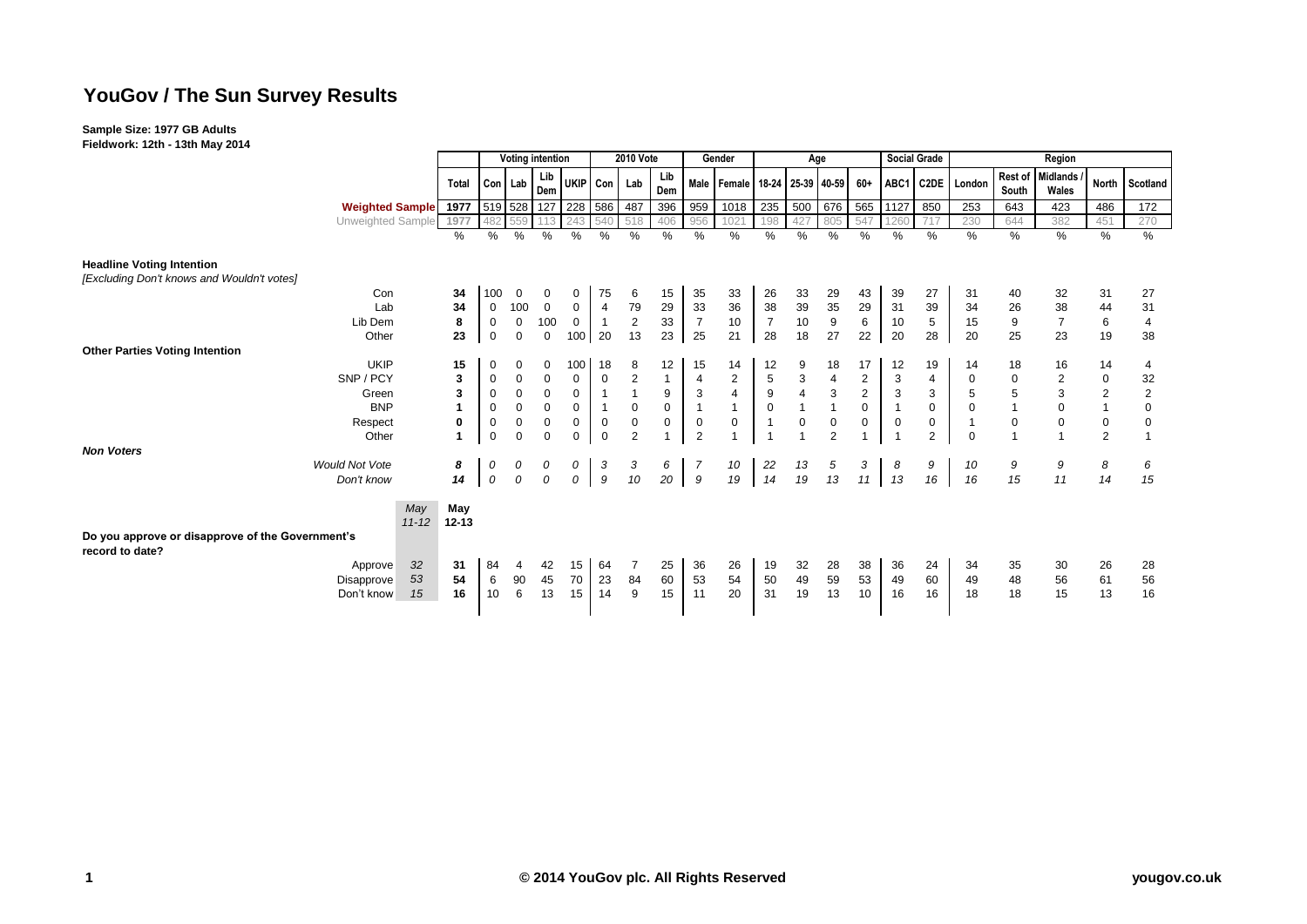# YouGov / The Sun Survey Results

**Sample Size: 1977 GB Adults**
**Fieldwork: 12th - 13th May 2014**

| | | Total | Voting intention | | | | 2010 Vote | | | Gender | | Age | | | | Social Grade | | Region | | | | |
|---|---|---|---|---|---|---|---|---|---|---|---|---|---|---|---|---|---|---|---|---|---|---|
| | | | Con | Lab | Lib Dem | UKIP | Con | Lab | Lib Dem | Male | Female | 18-24 | 25-39 | 40-59 | 60+ | ABC1 | C2DE | London | Rest of South | Midlands / Wales | North | Scotland |
| Weighted Sample | | 1977 | 519 | 528 | 127 | 228 | 586 | 487 | 396 | 959 | 1018 | 235 | 500 | 676 | 565 | 1127 | 850 | 253 | 643 | 423 | 486 | 172 |
| Unweighted Sample | | 1977 | 482 | 559 | 113 | 243 | 540 | 518 | 406 | 956 | 1021 | 198 | 427 | 805 | 547 | 1260 | 717 | 230 | 644 | 382 | 451 | 270 |
| | | % | % | % | % | % | % | % | % | % | % | % | % | % | % | % | % | % | % | % | % | % |
| **Headline Voting Intention** *[Excluding Don't knows and Wouldn't votes]* | | | | | | | | | | | | | | | | | | | | | | |
| Con | | **34** | 100 | 0 | 0 | 0 | 75 | 6 | 15 | 35 | 33 | 26 | 33 | 29 | 43 | 39 | 27 | 31 | 40 | 32 | 31 | 27 |
| Lab | | **34** | 0 | 100 | 0 | 0 | 4 | 79 | 29 | 33 | 36 | 38 | 39 | 35 | 29 | 31 | 39 | 34 | 26 | 38 | 44 | 31 |
| Lib Dem | | **8** | 0 | 0 | 100 | 0 | 1 | 2 | 33 | 7 | 10 | 7 | 10 | 9 | 6 | 10 | 5 | 15 | 9 | 7 | 6 | 4 |
| Other | | **23** | 0 | 0 | 0 | 100 | 20 | 13 | 23 | 25 | 21 | 28 | 18 | 27 | 22 | 20 | 28 | 20 | 25 | 23 | 19 | 38 |
| **Other Parties Voting Intention** | | | | | | | | | | | | | | | | | | | | | | |
| UKIP | | **15** | 0 | 0 | 0 | 100 | 18 | 8 | 12 | 15 | 14 | 12 | 9 | 18 | 17 | 12 | 19 | 14 | 18 | 16 | 14 | 4 |
| SNP / PCY | | **3** | 0 | 0 | 0 | 0 | 0 | 2 | 1 | 4 | 2 | 5 | 3 | 4 | 2 | 3 | 4 | 0 | 0 | 2 | 0 | 32 |
| Green | | **3** | 0 | 0 | 0 | 0 | 1 | 1 | 9 | 3 | 4 | 9 | 4 | 3 | 2 | 3 | 3 | 5 | 5 | 3 | 2 | 2 |
| BNP | | **1** | 0 | 0 | 0 | 0 | 1 | 0 | 0 | 1 | 1 | 0 | 1 | 1 | 0 | 1 | 0 | 0 | 1 | 0 | 1 | 0 |
| Respect | | **0** | 0 | 0 | 0 | 0 | 0 | 0 | 0 | 0 | 0 | 1 | 0 | 0 | 0 | 0 | 0 | 1 | 0 | 0 | 0 | 0 |
| Other | | **1** | 0 | 0 | 0 | 0 | 0 | 2 | 1 | 2 | 1 | 1 | 1 | 2 | 1 | 1 | 2 | 0 | 1 | 1 | 2 | 1 |
| ***Non Voters*** | | | | | | | | | | | | | | | | | | | | | | |
| *Would Not Vote* | | ***8*** | *0* | *0* | *0* | *0* | *3* | *3* | *6* | *7* | *10* | *22* | *13* | *5* | *3* | *8* | *9* | *10* | *9* | *9* | *8* | *6* |
| *Don't know* | | ***14*** | *0* | *0* | *0* | *0* | *9* | *10* | *20* | *9* | *19* | *14* | *19* | *13* | *11* | *13* | *16* | *16* | *15* | *11* | *14* | *15* |
| | *May 11-12* | **May 12-13** | | | | | | | | | | | | | | | | | | | | |
| **Do you approve or disapprove of the Government's record to date?** | | | | | | | | | | | | | | | | | | | | | | |
| Approve | *32* | **31** | 84 | 4 | 42 | 15 | 64 | 7 | 25 | 36 | 26 | 19 | 32 | 28 | 38 | 36 | 24 | 34 | 35 | 30 | 26 | 28 |
| Disapprove | *53* | **54** | 6 | 90 | 45 | 70 | 23 | 84 | 60 | 53 | 54 | 50 | 49 | 59 | 53 | 49 | 60 | 49 | 48 | 56 | 61 | 56 |
| Don't know | *15* | **16** | 10 | 6 | 13 | 15 | 14 | 9 | 15 | 11 | 20 | 31 | 19 | 13 | 10 | 16 | 16 | 18 | 18 | 15 | 13 | 16 |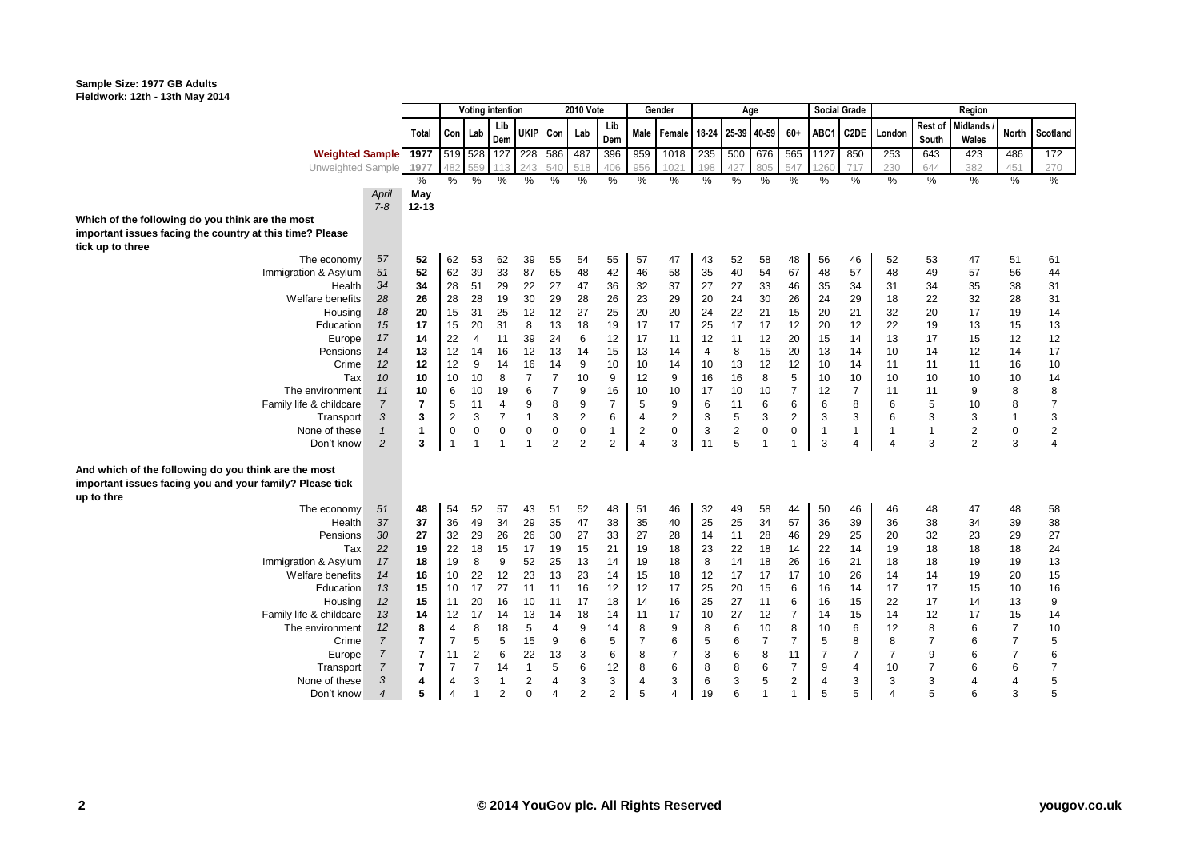**Sample Size: 1977 GB Adults**
**Fieldwork: 12th - 13th May 2014**

| | | | Voting intention | | | | 2010 Vote | | | Gender | | Age | | | | Social Grade | | Region | | | | |
|---|---|---|---|---|---|---|---|---|---|---|---|---|---|---|---|---|---|---|---|---|---|---|
| | | Total | Con | Lab | Lib Dem | UKIP | Con | Lab | Lib Dem | Male | Female | 18-24 | 25-39 | 40-59 | 60+ | ABC1 | C2DE | London | Rest of South | Midlands / Wales | North | Scotland |
| **Weighted Sample** | | 1977 | 519 | 528 | 127 | 228 | 586 | 487 | 396 | 959 | 1018 | 235 | 500 | 676 | 565 | 1127 | 850 | 253 | 643 | 423 | 486 | 172 |
| Unweighted Sample | | 1977 | 482 | 559 | 113 | 243 | 540 | 518 | 406 | 956 | 1021 | 198 | 427 | 805 | 547 | 1260 | 717 | 230 | 644 | 382 | 451 | 270 |
| | | % | % | % | % | % | % | % | % | % | % | % | % | % | % | % | % | % | % | % | % | % |
| | *April 7-8* | **May 12-13** | | | | | | | | | | | | | | | | | | | | |
| **Which of the following do you think are the most important issues facing the country at this time? Please tick up to three** | | | | | | | | | | | | | | | | | | | | | | |
| The economy | *57* | **52** | 62 | 53 | 62 | 39 | 55 | 54 | 55 | 57 | 47 | 43 | 52 | 58 | 48 | 56 | 46 | 52 | 53 | 47 | 51 | 61 |
| Immigration & Asylum | *51* | **52** | 62 | 39 | 33 | 87 | 65 | 48 | 42 | 46 | 58 | 35 | 40 | 54 | 67 | 48 | 57 | 48 | 49 | 57 | 56 | 44 |
| Health | *34* | **34** | 28 | 51 | 29 | 22 | 27 | 47 | 36 | 32 | 37 | 27 | 27 | 33 | 46 | 35 | 34 | 31 | 34 | 35 | 38 | 31 |
| Welfare benefits | *28* | **26** | 28 | 28 | 19 | 30 | 29 | 28 | 26 | 23 | 29 | 20 | 24 | 30 | 26 | 24 | 29 | 18 | 22 | 32 | 28 | 31 |
| Housing | *18* | **20** | 15 | 31 | 25 | 12 | 12 | 27 | 25 | 20 | 20 | 24 | 22 | 21 | 15 | 20 | 21 | 32 | 20 | 17 | 19 | 14 |
| Education | *15* | **17** | 15 | 20 | 31 | 8 | 13 | 18 | 19 | 17 | 17 | 25 | 17 | 17 | 12 | 20 | 12 | 22 | 19 | 13 | 15 | 13 |
| Europe | *17* | **14** | 22 | 4 | 11 | 39 | 24 | 6 | 12 | 17 | 11 | 12 | 11 | 12 | 20 | 15 | 14 | 13 | 17 | 15 | 12 | 12 |
| Pensions | *14* | **13** | 12 | 14 | 16 | 12 | 13 | 14 | 15 | 13 | 14 | 4 | 8 | 15 | 20 | 13 | 14 | 10 | 14 | 12 | 14 | 17 |
| Crime | *12* | **12** | 12 | 9 | 14 | 16 | 14 | 9 | 10 | 10 | 14 | 10 | 13 | 12 | 12 | 10 | 14 | 11 | 11 | 11 | 16 | 10 |
| Tax | *10* | **10** | 10 | 10 | 8 | 7 | 7 | 10 | 9 | 12 | 9 | 16 | 16 | 8 | 5 | 10 | 10 | 10 | 10 | 10 | 10 | 14 |
| The environment | *11* | **10** | 6 | 10 | 19 | 6 | 7 | 9 | 16 | 10 | 10 | 17 | 10 | 10 | 7 | 12 | 7 | 11 | 11 | 9 | 8 | 8 |
| Family life & childcare | *7* | **7** | 5 | 11 | 4 | 9 | 8 | 9 | 7 | 5 | 9 | 6 | 11 | 6 | 6 | 6 | 8 | 6 | 5 | 10 | 8 | 7 |
| Transport | *3* | **3** | 2 | 3 | 7 | 1 | 3 | 2 | 6 | 4 | 2 | 3 | 5 | 3 | 2 | 3 | 3 | 6 | 3 | 3 | 1 | 3 |
| None of these | *1* | **1** | 0 | 0 | 0 | 0 | 0 | 0 | 1 | 2 | 0 | 3 | 2 | 0 | 0 | 1 | 1 | 1 | 1 | 2 | 0 | 2 |
| Don't know | *2* | **3** | 1 | 1 | 1 | 1 | 2 | 2 | 2 | 4 | 3 | 11 | 5 | 1 | 1 | 3 | 4 | 4 | 3 | 2 | 3 | 4 |
| **And which of the following do you think are the most important issues facing you and your family? Please tick up to thre** | | | | | | | | | | | | | | | | | | | | | | |
| The economy | *51* | **48** | 54 | 52 | 57 | 43 | 51 | 52 | 48 | 51 | 46 | 32 | 49 | 58 | 44 | 50 | 46 | 46 | 48 | 47 | 48 | 58 |
| Health | *37* | **37** | 36 | 49 | 34 | 29 | 35 | 47 | 38 | 35 | 40 | 25 | 25 | 34 | 57 | 36 | 39 | 36 | 38 | 34 | 39 | 38 |
| Pensions | *30* | **27** | 32 | 29 | 26 | 26 | 30 | 27 | 33 | 27 | 28 | 14 | 11 | 28 | 46 | 29 | 25 | 20 | 32 | 23 | 29 | 27 |
| Tax | *22* | **19** | 22 | 18 | 15 | 17 | 19 | 15 | 21 | 19 | 18 | 23 | 22 | 18 | 14 | 22 | 14 | 19 | 18 | 18 | 18 | 24 |
| Immigration & Asylum | *17* | **18** | 19 | 8 | 9 | 52 | 25 | 13 | 14 | 19 | 18 | 8 | 14 | 18 | 26 | 16 | 21 | 18 | 18 | 19 | 19 | 13 |
| Welfare benefits | *14* | **16** | 10 | 22 | 12 | 23 | 13 | 23 | 14 | 15 | 18 | 12 | 17 | 17 | 17 | 10 | 26 | 14 | 14 | 19 | 20 | 15 |
| Education | *13* | **15** | 10 | 17 | 27 | 11 | 11 | 16 | 12 | 12 | 17 | 25 | 20 | 15 | 6 | 16 | 14 | 17 | 17 | 15 | 10 | 16 |
| Housing | *12* | **15** | 11 | 20 | 16 | 10 | 11 | 17 | 18 | 14 | 16 | 25 | 27 | 11 | 6 | 16 | 15 | 22 | 17 | 14 | 13 | 9 |
| Family life & childcare | *13* | **14** | 12 | 17 | 14 | 13 | 14 | 18 | 14 | 11 | 17 | 10 | 27 | 12 | 7 | 14 | 15 | 14 | 12 | 17 | 15 | 14 |
| The environment | *12* | **8** | 4 | 8 | 18 | 5 | 4 | 9 | 14 | 8 | 9 | 8 | 6 | 10 | 8 | 10 | 6 | 12 | 8 | 6 | 7 | 10 |
| Crime | *7* | **7** | 7 | 5 | 5 | 15 | 9 | 6 | 5 | 7 | 6 | 5 | 6 | 7 | 7 | 5 | 8 | 8 | 7 | 6 | 7 | 5 |
| Europe | *7* | **7** | 11 | 2 | 6 | 22 | 13 | 3 | 6 | 8 | 7 | 3 | 6 | 8 | 11 | 7 | 7 | 7 | 9 | 6 | 7 | 6 |
| Transport | *7* | **7** | 7 | 7 | 14 | 1 | 5 | 6 | 12 | 8 | 6 | 8 | 8 | 6 | 7 | 9 | 4 | 10 | 7 | 6 | 6 | 7 |
| None of these | *3* | **4** | 4 | 3 | 1 | 2 | 4 | 3 | 3 | 4 | 3 | 6 | 3 | 5 | 2 | 4 | 3 | 3 | 3 | 4 | 4 | 5 |
| Don't know | *4* | **5** | 4 | 1 | 2 | 0 | 4 | 2 | 2 | 5 | 4 | 19 | 6 | 1 | 1 | 5 | 5 | 4 | 5 | 6 | 3 | 5 |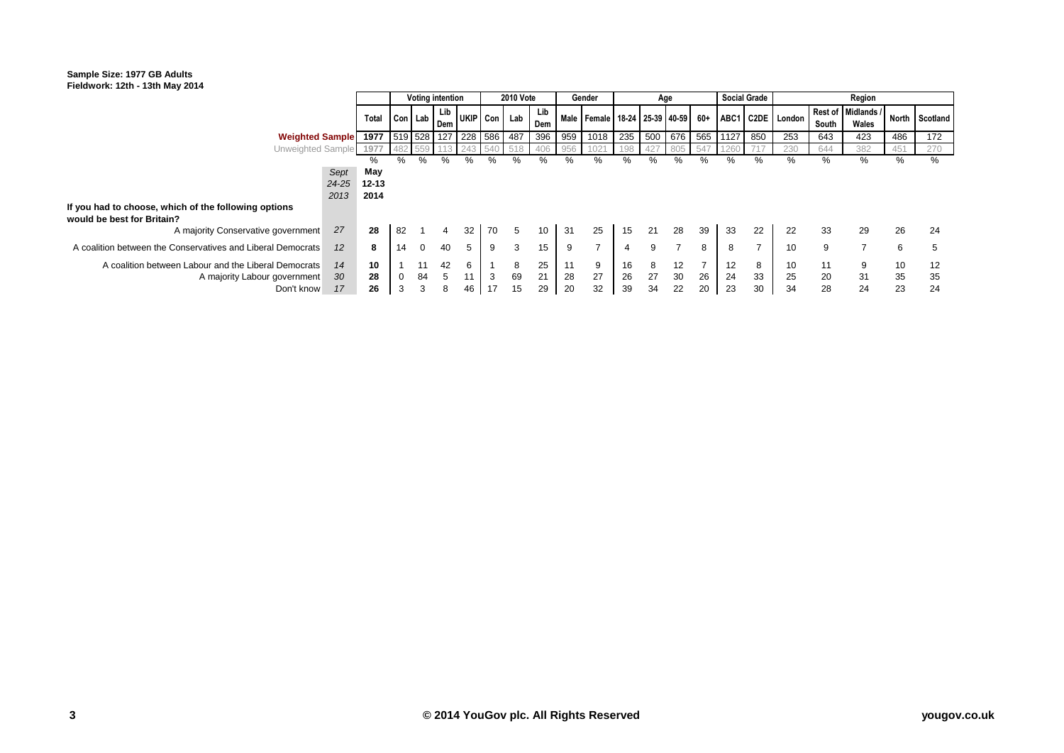**Sample Size: 1977 GB Adults**
**Fieldwork: 12th - 13th May 2014**

| | | | Voting intention | | | | 2010 Vote | | | Gender | | Age | | | | Social Grade | | Region | | | | |
|---|---|---|---|---|---|---|---|---|---|---|---|---|---|---|---|---|---|---|---|---|---|---|
| | | Total | Con | Lab | Lib Dem | UKIP | Con | Lab | Lib Dem | Male | Female | 18-24 | 25-39 | 40-59 | 60+ | ABC1 | C2DE | London | Rest of South | Midlands / Wales | North | Scotland |
| **Weighted Sample** | | 1977 | 519 | 528 | 127 | 228 | 586 | 487 | 396 | 959 | 1018 | 235 | 500 | 676 | 565 | 1127 | 850 | 253 | 643 | 423 | 486 | 172 |
| Unweighted Sample | | 1977 | 482 | 559 | 113 | 243 | 540 | 518 | 406 | 956 | 1021 | 198 | 427 | 805 | 547 | 1260 | 717 | 230 | 644 | 382 | 451 | 270 |
| | | % | % | % | % | % | % | % | % | % | % | % | % | % | % | % | % | % | % | % | % | % |
| | *Sept 24-25 2013* | **May 12-13 2014** | | | | | | | | | | | | | | | | | | | | |
| **If you had to choose, which of the following options would be best for Britain?** | | | | | | | | | | | | | | | | | | | | | | |
| A majority Conservative government | *27* | **28** | 82 | 1 | 4 | 32 | 70 | 5 | 10 | 31 | 25 | 15 | 21 | 28 | 39 | 33 | 22 | 22 | 33 | 29 | 26 | 24 |
| A coalition between the Conservatives and Liberal Democrats | *12* | **8** | 14 | 0 | 40 | 5 | 9 | 3 | 15 | 9 | 7 | 4 | 9 | 7 | 8 | 8 | 7 | 10 | 9 | 7 | 6 | 5 |
| A coalition between Labour and the Liberal Democrats | *14* | **10** | 1 | 11 | 42 | 6 | 1 | 8 | 25 | 11 | 9 | 16 | 8 | 12 | 7 | 12 | 8 | 10 | 11 | 9 | 10 | 12 |
| A majority Labour government | *30* | **28** | 0 | 84 | 5 | 11 | 3 | 69 | 21 | 28 | 27 | 26 | 27 | 30 | 26 | 24 | 33 | 25 | 20 | 31 | 35 | 35 |
| Don't know | *17* | **26** | 3 | 3 | 8 | 46 | 17 | 15 | 29 | 20 | 32 | 39 | 34 | 22 | 20 | 23 | 30 | 34 | 28 | 24 | 23 | 24 |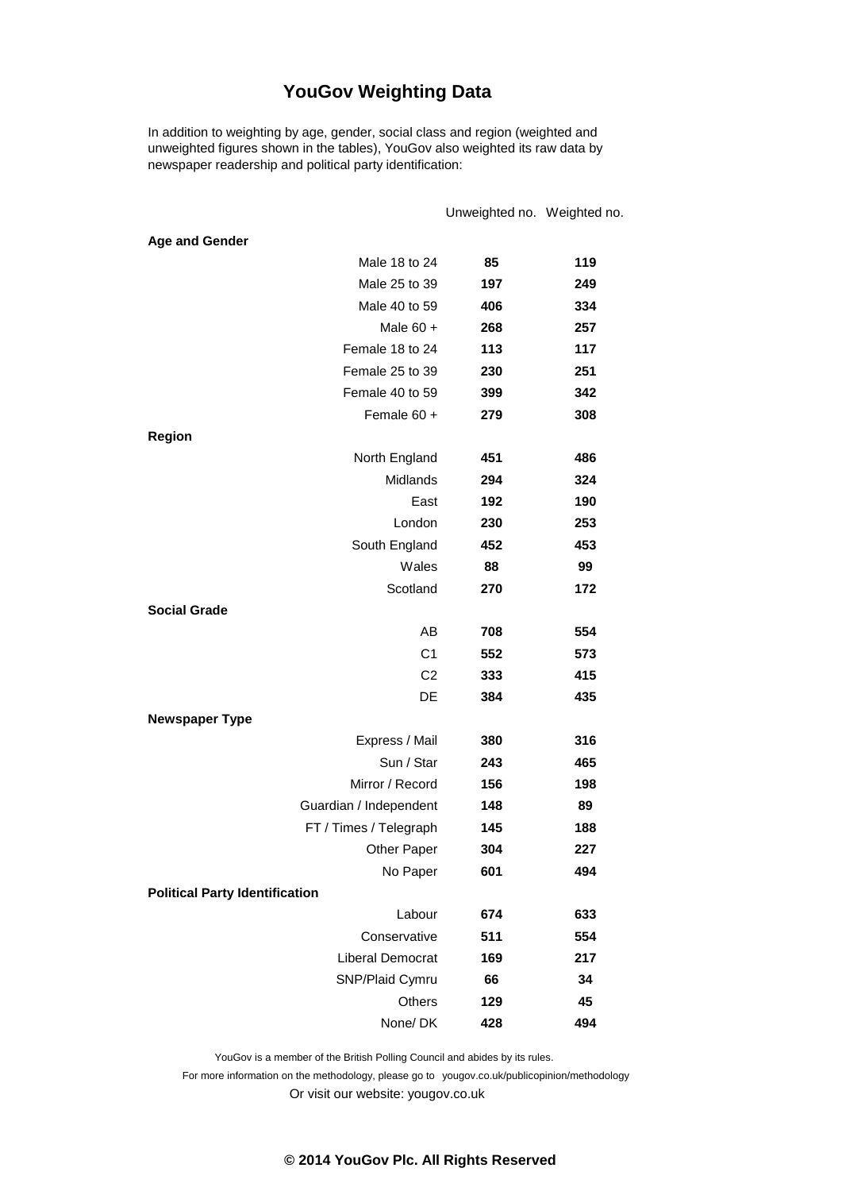# YouGov Weighting Data

In addition to weighting by age, gender, social class and region (weighted and unweighted figures shown in the tables), YouGov also weighted its raw data by newspaper readership and political party identification:

| | | Unweighted no. | Weighted no. |
|---|---|---|---|
| **Age and Gender** | | | |
| | Male 18 to 24 | **85** | **119** |
| | Male 25 to 39 | **197** | **249** |
| | Male 40 to 59 | **406** | **334** |
| | Male 60 + | **268** | **257** |
| | Female 18 to 24 | **113** | **117** |
| | Female 25 to 39 | **230** | **251** |
| | Female 40 to 59 | **399** | **342** |
| | Female 60 + | **279** | **308** |
| **Region** | | | |
| | North England | **451** | **486** |
| | Midlands | **294** | **324** |
| | East | **192** | **190** |
| | London | **230** | **253** |
| | South England | **452** | **453** |
| | Wales | **88** | **99** |
| | Scotland | **270** | **172** |
| **Social Grade** | | | |
| | AB | **708** | **554** |
| | C1 | **552** | **573** |
| | C2 | **333** | **415** |
| | DE | **384** | **435** |
| **Newspaper Type** | | | |
| | Express / Mail | **380** | **316** |
| | Sun / Star | **243** | **465** |
| | Mirror / Record | **156** | **198** |
| | Guardian / Independent | **148** | **89** |
| | FT / Times / Telegraph | **145** | **188** |
| | Other Paper | **304** | **227** |
| | No Paper | **601** | **494** |
| **Political Party Identification** | | | |
| | Labour | **674** | **633** |
| | Conservative | **511** | **554** |
| | Liberal Democrat | **169** | **217** |
| | SNP/Plaid Cymru | **66** | **34** |
| | Others | **129** | **45** |
| | None/ DK | **428** | **494** |

YouGov is a member of the British Polling Council and abides by its rules.

For more information on the methodology, please go to yougov.co.uk/publicopinion/methodology

Or visit our website: yougov.co.uk

**© 2014 YouGov Plc. All Rights Reserved**